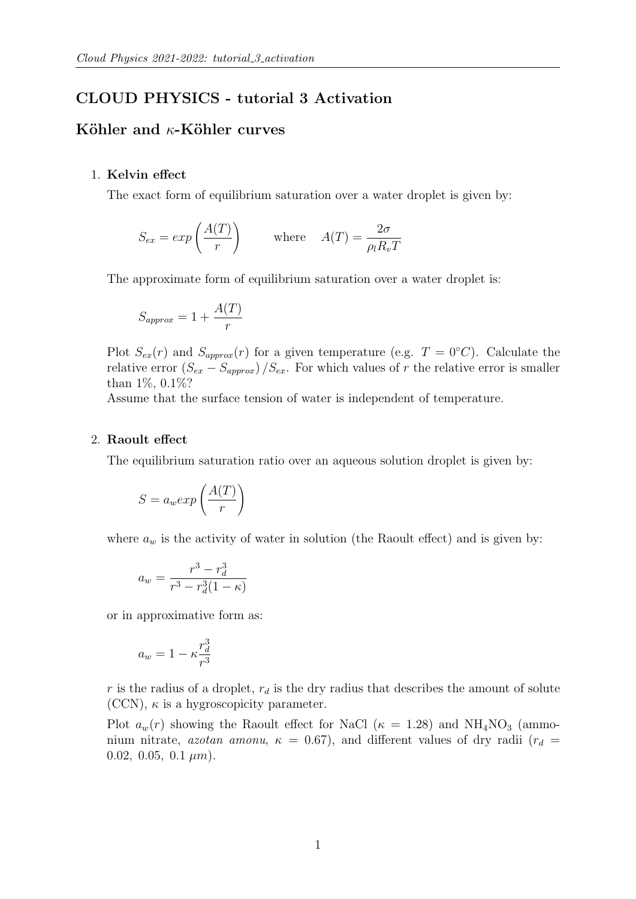# CLOUD PHYSICS - tutorial 3 Activation

## Köhler and $\kappa$-Köhler curves

1. **Kelvin effect**

   The exact form of equilibrium saturation over a water droplet is given by:

   $$S_{ex} = exp\left(\frac{A(T)}{r}\right) \qquad \text{where} \quad A(T) = \frac{2\sigma}{\rho_l R_v T}$$

   The approximate form of equilibrium saturation over a water droplet is:

   $$S_{approx} = 1 + \frac{A(T)}{r}$$

   Plot $S_{ex}(r)$ and $S_{approx}(r)$ for a given temperature (e.g. $T = 0°C$). Calculate the relative error $(S_{ex} - S_{approx})/S_{ex}$. For which values of $r$ the relative error is smaller than 1%, 0.1%?
   Assume that the surface tension of water is independent of temperature.

2. **Raoult effect**

   The equilibrium saturation ratio over an aqueous solution droplet is given by:

   $$S = a_w exp\left(\frac{A(T)}{r}\right)$$

   where $a_w$ is the activity of water in solution (the Raoult effect) and is given by:

   $$a_w = \frac{r^3 - r_d^3}{r^3 - r_d^3(1-\kappa)}$$

   or in approximative form as:

   $$a_w = 1 - \kappa\frac{r_d^3}{r^3}$$

   $r$ is the radius of a droplet, $r_d$ is the dry radius that describes the amount of solute (CCN), $\kappa$ is a hygroscopicity parameter.

   Plot $a_w(r)$ showing the Raoult effect for NaCl ($\kappa = 1.28$) and $NH_4NO_3$ (ammonium nitrate, *azotan amonu*, $\kappa = 0.67$), and different values of dry radii ($r_d = 0.02,\ 0.05,\ 0.1\ \mu m$).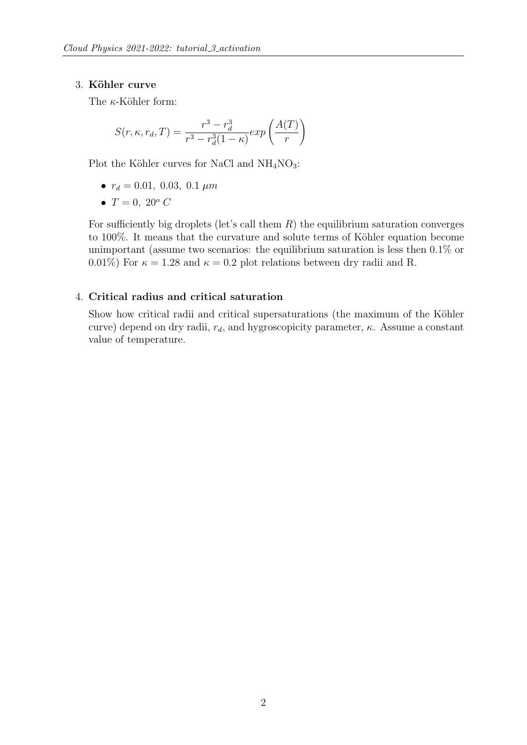3. **Köhler curve**

   The $\kappa$-Köhler form:

$$S(r, \kappa, r_d, T) = \frac{r^3 - r_d^3}{r^3 - r_d^3(1-\kappa)} exp\left(\frac{A(T)}{r}\right)$$

   Plot the Köhler curves for NaCl and $NH_4NO_3$:

   - $r_d = 0.01,\ 0.03,\ 0.1\ \mu m$
   - $T = 0,\ 20^o\ C$

   For sufficiently big droplets (let's call them $R$) the equilibrium saturation converges to 100%. It means that the curvature and solute terms of Köhler equation become unimportant (assume two scenarios: the equilibrium saturation is less then 0.1% or 0.01%) For $\kappa = 1.28$ and $\kappa = 0.2$ plot relations between dry radii and R.

4. **Critical radius and critical saturation**

   Show how critical radii and critical supersaturations (the maximum of the Köhler curve) depend on dry radii, $r_d$, and hygroscopicity parameter, $\kappa$. Assume a constant value of temperature.